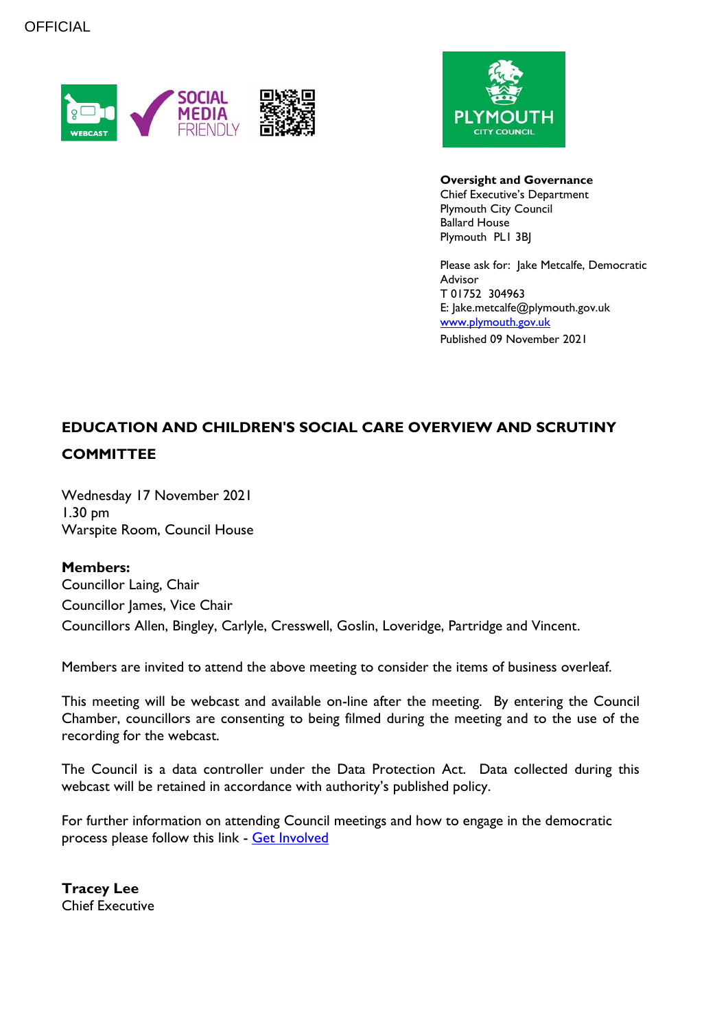OFFICIAL

**Oversight and Governance**
Chief Executive's Department
Plymouth City Council
Ballard House
Plymouth PL1 3BJ

Please ask for: Jake Metcalfe, Democratic Advisor
T 01752 304963
E: Jake.metcalfe@plymouth.gov.uk
www.plymouth.gov.uk
Published 09 November 2021

# EDUCATION AND CHILDREN'S SOCIAL CARE OVERVIEW AND SCRUTINY COMMITTEE

Wednesday 17 November 2021
1.30 pm
Warspite Room, Council House

**Members:**
Councillor Laing, Chair
Councillor James, Vice Chair
Councillors Allen, Bingley, Carlyle, Cresswell, Goslin, Loveridge, Partridge and Vincent.

Members are invited to attend the above meeting to consider the items of business overleaf.

This meeting will be webcast and available on-line after the meeting. By entering the Council Chamber, councillors are consenting to being filmed during the meeting and to the use of the recording for the webcast.

The Council is a data controller under the Data Protection Act. Data collected during this webcast will be retained in accordance with authority's published policy.

For further information on attending Council meetings and how to engage in the democratic process please follow this link - Get Involved

**Tracey Lee**
Chief Executive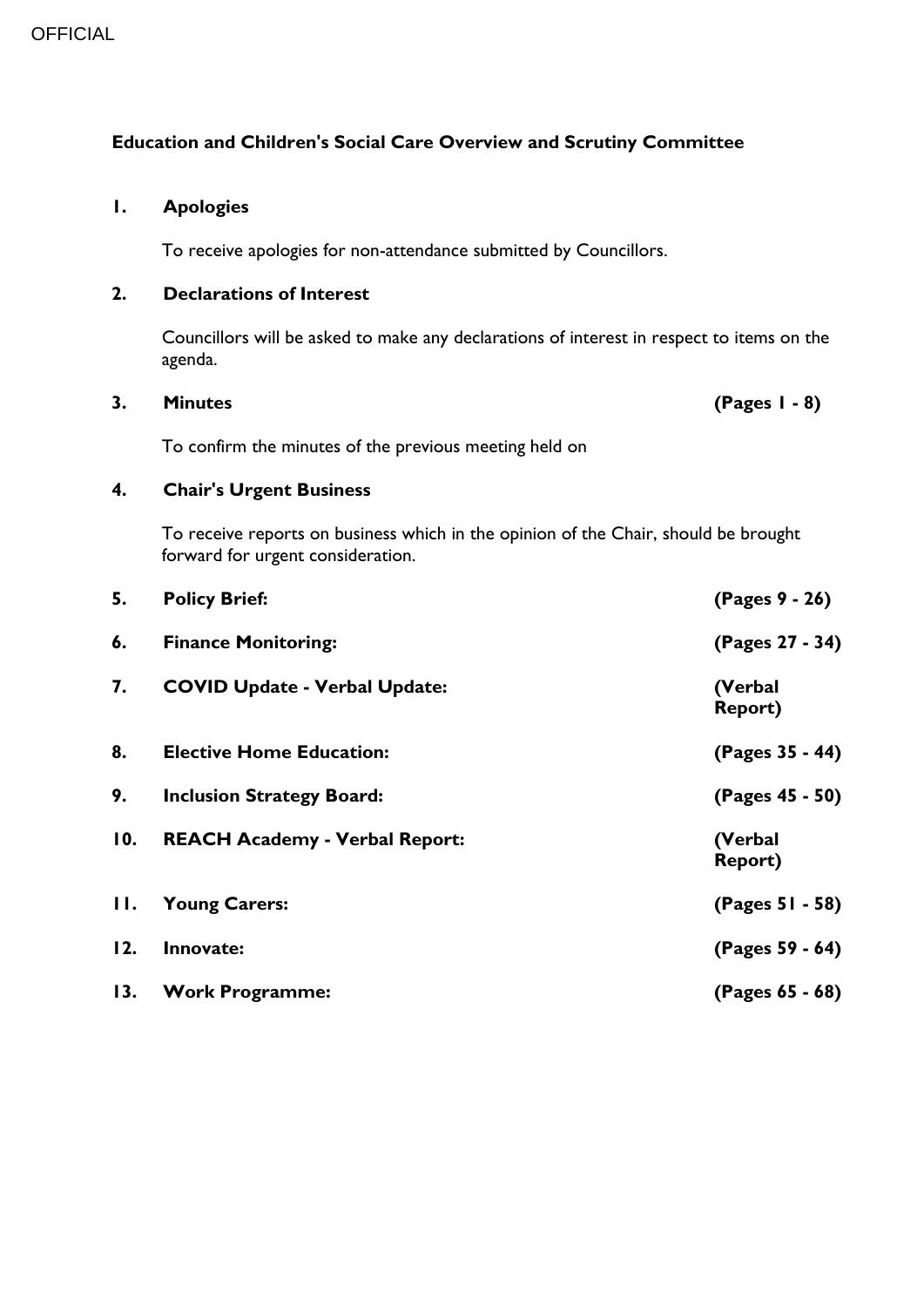**Education and Children's Social Care Overview and Scrutiny Committee**

**1. Apologies**

To receive apologies for non-attendance submitted by Councillors.

**2. Declarations of Interest**

Councillors will be asked to make any declarations of interest in respect to items on the agenda.

**3. Minutes** **(Pages 1 - 8)**

To confirm the minutes of the previous meeting held on

**4. Chair's Urgent Business**

To receive reports on business which in the opinion of the Chair, should be brought forward for urgent consideration.

**5. Policy Brief:** **(Pages 9 - 26)**

**6. Finance Monitoring:** **(Pages 27 - 34)**

**7. COVID Update - Verbal Update:** **(Verbal Report)**

**8. Elective Home Education:** **(Pages 35 - 44)**

**9. Inclusion Strategy Board:** **(Pages 45 - 50)**

**10. REACH Academy - Verbal Report:** **(Verbal Report)**

**11. Young Carers:** **(Pages 51 - 58)**

**12. Innovate:** **(Pages 59 - 64)**

**13. Work Programme:** **(Pages 65 - 68)**